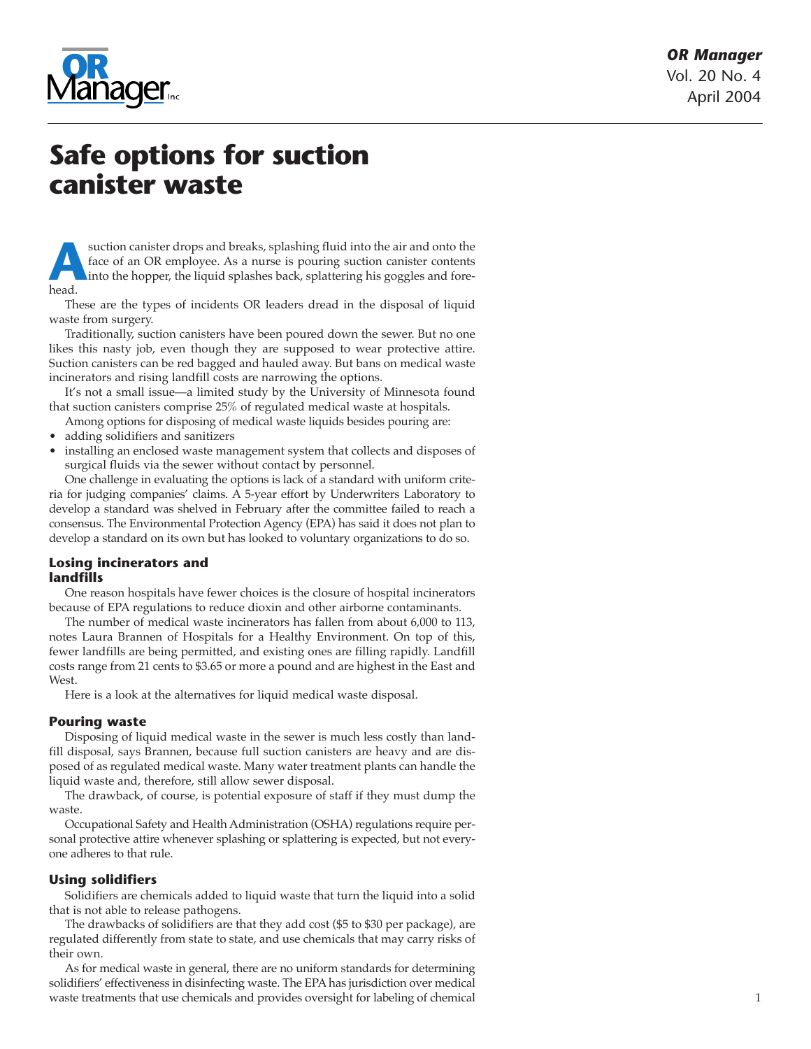# Safe options for suction canister waste

A suction canister drops and breaks, splashing fluid into the air and onto the face of an OR employee. As a nurse is pouring suction canister contents into the hopper, the liquid splashes back, splattering his goggles and forehead.

These are the types of incidents OR leaders dread in the disposal of liquid waste from surgery.

Traditionally, suction canisters have been poured down the sewer. But no one likes this nasty job, even though they are supposed to wear protective attire. Suction canisters can be red bagged and hauled away. But bans on medical waste incinerators and rising landfill costs are narrowing the options.

It's not a small issue—a limited study by the University of Minnesota found that suction canisters comprise 25% of regulated medical waste at hospitals.

Among options for disposing of medical waste liquids besides pouring are:

- adding solidifiers and sanitizers
- installing an enclosed waste management system that collects and disposes of surgical fluids via the sewer without contact by personnel.

One challenge in evaluating the options is lack of a standard with uniform criteria for judging companies' claims. A 5-year effort by Underwriters Laboratory to develop a standard was shelved in February after the committee failed to reach a consensus. The Environmental Protection Agency (EPA) has said it does not plan to develop a standard on its own but has looked to voluntary organizations to do so.

### Losing incinerators and landfills

One reason hospitals have fewer choices is the closure of hospital incinerators because of EPA regulations to reduce dioxin and other airborne contaminants.

The number of medical waste incinerators has fallen from about 6,000 to 113, notes Laura Brannen of Hospitals for a Healthy Environment. On top of this, fewer landfills are being permitted, and existing ones are filling rapidly. Landfill costs range from 21 cents to $3.65 or more a pound and are highest in the East and West.

Here is a look at the alternatives for liquid medical waste disposal.

### Pouring waste

Disposing of liquid medical waste in the sewer is much less costly than landfill disposal, says Brannen, because full suction canisters are heavy and are disposed of as regulated medical waste. Many water treatment plants can handle the liquid waste and, therefore, still allow sewer disposal.

The drawback, of course, is potential exposure of staff if they must dump the waste.

Occupational Safety and Health Administration (OSHA) regulations require personal protective attire whenever splashing or splattering is expected, but not everyone adheres to that rule.

### Using solidifiers

Solidifiers are chemicals added to liquid waste that turn the liquid into a solid that is not able to release pathogens.

The drawbacks of solidifiers are that they add cost ($5 to $30 per package), are regulated differently from state to state, and use chemicals that may carry risks of their own.

As for medical waste in general, there are no uniform standards for determining solidifiers' effectiveness in disinfecting waste. The EPA has jurisdiction over medical waste treatments that use chemicals and provides oversight for labeling of chemical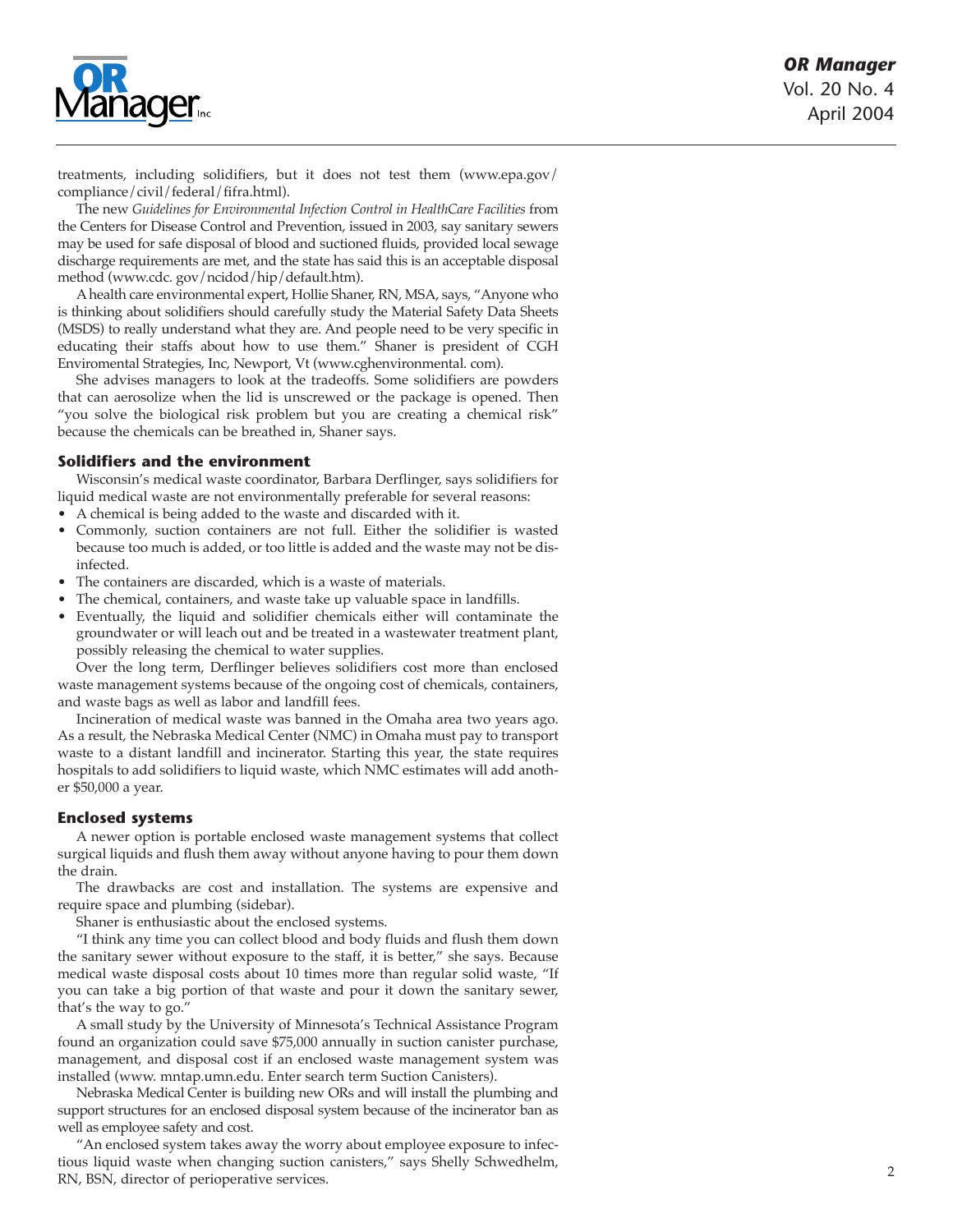treatments, including solidifiers, but it does not test them (www.epa.gov/compliance/civil/federal/fifra.html).

The new *Guidelines for Environmental Infection Control in HealthCare Facilities* from the Centers for Disease Control and Prevention, issued in 2003, say sanitary sewers may be used for safe disposal of blood and suctioned fluids, provided local sewage discharge requirements are met, and the state has said this is an acceptable disposal method (www.cdc. gov/ncidod/hip/default.htm).

A health care environmental expert, Hollie Shaner, RN, MSA, says, "Anyone who is thinking about solidifiers should carefully study the Material Safety Data Sheets (MSDS) to really understand what they are. And people need to be very specific in educating their staffs about how to use them." Shaner is president of CGH Enviromental Strategies, Inc, Newport, Vt (www.cghenvironmental. com).

She advises managers to look at the tradeoffs. Some solidifiers are powders that can aerosolize when the lid is unscrewed or the package is opened. Then "you solve the biological risk problem but you are creating a chemical risk" because the chemicals can be breathed in, Shaner says.

## Solidifiers and the environment

Wisconsin's medical waste coordinator, Barbara Derflinger, says solidifiers for liquid medical waste are not environmentally preferable for several reasons:

- A chemical is being added to the waste and discarded with it.
- Commonly, suction containers are not full. Either the solidifier is wasted because too much is added, or too little is added and the waste may not be disinfected.
- The containers are discarded, which is a waste of materials.
- The chemical, containers, and waste take up valuable space in landfills.
- Eventually, the liquid and solidifier chemicals either will contaminate the groundwater or will leach out and be treated in a wastewater treatment plant, possibly releasing the chemical to water supplies.

Over the long term, Derflinger believes solidifiers cost more than enclosed waste management systems because of the ongoing cost of chemicals, containers, and waste bags as well as labor and landfill fees.

Incineration of medical waste was banned in the Omaha area two years ago. As a result, the Nebraska Medical Center (NMC) in Omaha must pay to transport waste to a distant landfill and incinerator. Starting this year, the state requires hospitals to add solidifiers to liquid waste, which NMC estimates will add another $50,000 a year.

## Enclosed systems

A newer option is portable enclosed waste management systems that collect surgical liquids and flush them away without anyone having to pour them down the drain.

The drawbacks are cost and installation. The systems are expensive and require space and plumbing (sidebar).

Shaner is enthusiastic about the enclosed systems.

"I think any time you can collect blood and body fluids and flush them down the sanitary sewer without exposure to the staff, it is better," she says. Because medical waste disposal costs about 10 times more than regular solid waste, "If you can take a big portion of that waste and pour it down the sanitary sewer, that's the way to go."

A small study by the University of Minnesota's Technical Assistance Program found an organization could save $75,000 annually in suction canister purchase, management, and disposal cost if an enclosed waste management system was installed (www. mntap.umn.edu. Enter search term Suction Canisters).

Nebraska Medical Center is building new ORs and will install the plumbing and support structures for an enclosed disposal system because of the incinerator ban as well as employee safety and cost.

"An enclosed system takes away the worry about employee exposure to infectious liquid waste when changing suction canisters," says Shelly Schwedhelm, RN, BSN, director of perioperative services.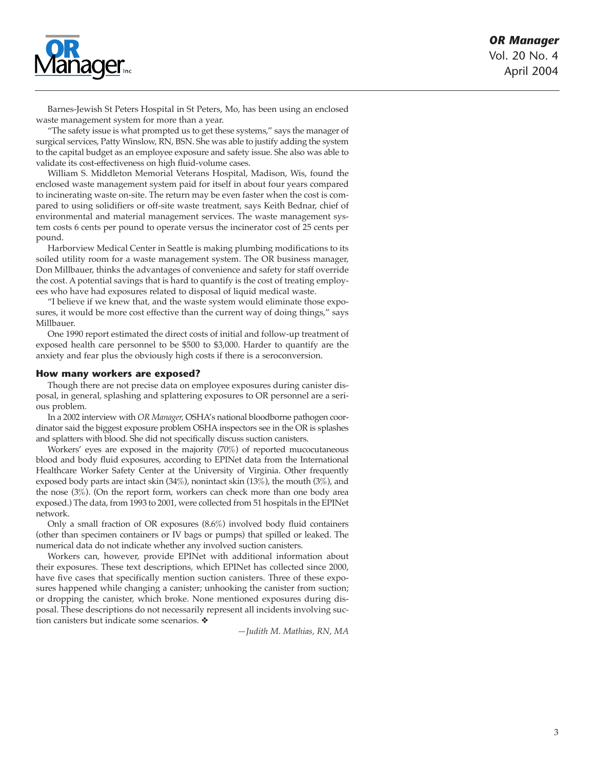Barnes-Jewish St Peters Hospital in St Peters, Mo, has been using an enclosed waste management system for more than a year.

"The safety issue is what prompted us to get these systems," says the manager of surgical services, Patty Winslow, RN, BSN. She was able to justify adding the system to the capital budget as an employee exposure and safety issue. She also was able to validate its cost-effectiveness on high fluid-volume cases.

William S. Middleton Memorial Veterans Hospital, Madison, Wis, found the enclosed waste management system paid for itself in about four years compared to incinerating waste on-site. The return may be even faster when the cost is compared to using solidifiers or off-site waste treatment, says Keith Bednar, chief of environmental and material management services. The waste management system costs 6 cents per pound to operate versus the incinerator cost of 25 cents per pound.

Harborview Medical Center in Seattle is making plumbing modifications to its soiled utility room for a waste management system. The OR business manager, Don Millbauer, thinks the advantages of convenience and safety for staff override the cost. A potential savings that is hard to quantify is the cost of treating employees who have had exposures related to disposal of liquid medical waste.

"I believe if we knew that, and the waste system would eliminate those exposures, it would be more cost effective than the current way of doing things," says Millbauer.

One 1990 report estimated the direct costs of initial and follow-up treatment of exposed health care personnel to be $500 to $3,000. Harder to quantify are the anxiety and fear plus the obviously high costs if there is a seroconversion.

### How many workers are exposed?

Though there are not precise data on employee exposures during canister disposal, in general, splashing and splattering exposures to OR personnel are a serious problem.

In a 2002 interview with *OR Manager*, OSHA's national bloodborne pathogen coordinator said the biggest exposure problem OSHA inspectors see in the OR is splashes and splatters with blood. She did not specifically discuss suction canisters.

Workers' eyes are exposed in the majority (70%) of reported mucocutaneous blood and body fluid exposures, according to EPINet data from the International Healthcare Worker Safety Center at the University of Virginia. Other frequently exposed body parts are intact skin (34%), nonintact skin (13%), the mouth (3%), and the nose (3%). (On the report form, workers can check more than one body area exposed.) The data, from 1993 to 2001, were collected from 51 hospitals in the EPINet network.

Only a small fraction of OR exposures (8.6%) involved body fluid containers (other than specimen containers or IV bags or pumps) that spilled or leaked. The numerical data do not indicate whether any involved suction canisters.

Workers can, however, provide EPINet with additional information about their exposures. These text descriptions, which EPINet has collected since 2000, have five cases that specifically mention suction canisters. Three of these exposures happened while changing a canister; unhooking the canister from suction; or dropping the canister, which broke. None mentioned exposures during disposal. These descriptions do not necessarily represent all incidents involving suction canisters but indicate some scenarios. ❖

*—Judith M. Mathias, RN, MA*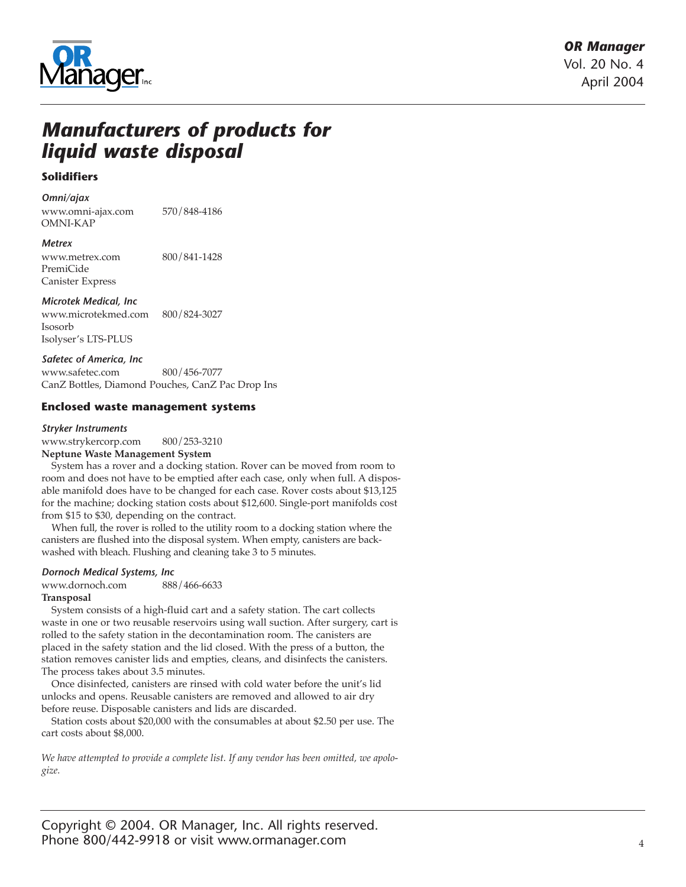# Manufacturers of products for liquid waste disposal

## Solidifiers

*Omni/ajax*
www.omni-ajax.com 570/848-4186
OMNI-KAP

*Metrex*
www.metrex.com 800/841-1428
PremiCide
Canister Express

*Microtek Medical, Inc*
www.microtekmed.com 800/824-3027
Isosorb
Isolyser's LTS-PLUS

*Safetec of America, Inc*
www.safetec.com 800/456-7077
CanZ Bottles, Diamond Pouches, CanZ Pac Drop Ins

## Enclosed waste management systems

*Stryker Instruments*
www.strykercorp.com 800/253-3210
**Neptune Waste Management System**

System has a rover and a docking station. Rover can be moved from room to room and does not have to be emptied after each case, only when full. A disposable manifold does have to be changed for each case. Rover costs about $13,125 for the machine; docking station costs about $12,600. Single-port manifolds cost from $15 to $30, depending on the contract.

When full, the rover is rolled to the utility room to a docking station where the canisters are flushed into the disposal system. When empty, canisters are backwashed with bleach. Flushing and cleaning take 3 to 5 minutes.

*Dornoch Medical Systems, Inc*
www.dornoch.com 888/466-6633
**Transposal**

System consists of a high-fluid cart and a safety station. The cart collects waste in one or two reusable reservoirs using wall suction. After surgery, cart is rolled to the safety station in the decontamination room. The canisters are placed in the safety station and the lid closed. With the press of a button, the station removes canister lids and empties, cleans, and disinfects the canisters. The process takes about 3.5 minutes.

Once disinfected, canisters are rinsed with cold water before the unit's lid unlocks and opens. Reusable canisters are removed and allowed to air dry before reuse. Disposable canisters and lids are discarded.

Station costs about $20,000 with the consumables at about $2.50 per use. The cart costs about $8,000.

*We have attempted to provide a complete list. If any vendor has been omitted, we apologize.*

Copyright © 2004. OR Manager, Inc. All rights reserved.
Phone 800/442-9918 or visit www.ormanager.com